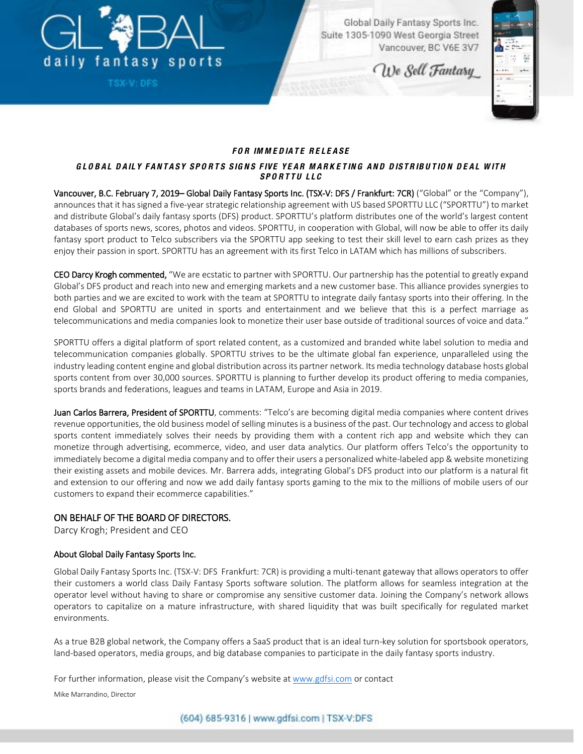Global Daily Fantasy Sports Inc.
Suite 1305-1090 West Georgia Street
Vancouver, BC V6E 3V7

*We Sell Fantasy*

***FOR IMMEDIATE RELEASE***

## ***GLOBAL DAILY FANTASY SPORTS SIGNS FIVE YEAR MARKETING AND DISTRIBUTION DEAL WITH SPORTTU LLC***

**Vancouver, B.C. February 7, 2019– Global Daily Fantasy Sports Inc. (TSX-V: DFS / Frankfurt: 7CR)** ("Global" or the "Company"), announces that it has signed a five-year strategic relationship agreement with US based SPORTTU LLC ("SPORTTU") to market and distribute Global's daily fantasy sports (DFS) product. SPORTTU's platform distributes one of the world's largest content databases of sports news, scores, photos and videos. SPORTTU, in cooperation with Global, will now be able to offer its daily fantasy sport product to Telco subscribers via the SPORTTU app seeking to test their skill level to earn cash prizes as they enjoy their passion in sport. SPORTTU has an agreement with its first Telco in LATAM which has millions of subscribers.

**CEO Darcy Krogh commented,** "We are ecstatic to partner with SPORTTU. Our partnership has the potential to greatly expand Global's DFS product and reach into new and emerging markets and a new customer base. This alliance provides synergies to both parties and we are excited to work with the team at SPORTTU to integrate daily fantasy sports into their offering. In the end Global and SPORTTU are united in sports and entertainment and we believe that this is a perfect marriage as telecommunications and media companies look to monetize their user base outside of traditional sources of voice and data."

SPORTTU offers a digital platform of sport related content, as a customized and branded white label solution to media and telecommunication companies globally. SPORTTU strives to be the ultimate global fan experience, unparalleled using the industry leading content engine and global distribution across its partner network. Its media technology database hosts global sports content from over 30,000 sources. SPORTTU is planning to further develop its product offering to media companies, sports brands and federations, leagues and teams in LATAM, Europe and Asia in 2019.

**Juan Carlos Barrera, President of SPORTTU**, comments: "Telco's are becoming digital media companies where content drives revenue opportunities, the old business model of selling minutes is a business of the past. Our technology and access to global sports content immediately solves their needs by providing them with a content rich app and website which they can monetize through advertising, ecommerce, video, and user data analytics. Our platform offers Telco's the opportunity to immediately become a digital media company and to offer their users a personalized white-labeled app & website monetizing their existing assets and mobile devices. Mr. Barrera adds, integrating Global's DFS product into our platform is a natural fit and extension to our offering and now we add daily fantasy sports gaming to the mix to the millions of mobile users of our customers to expand their ecommerce capabilities."

### ON BEHALF OF THE BOARD OF DIRECTORS.

Darcy Krogh; President and CEO

### About Global Daily Fantasy Sports Inc.

Global Daily Fantasy Sports Inc. (TSX-V: DFS Frankfurt: 7CR) is providing a multi-tenant gateway that allows operators to offer their customers a world class Daily Fantasy Sports software solution. The platform allows for seamless integration at the operator level without having to share or compromise any sensitive customer data. Joining the Company's network allows operators to capitalize on a mature infrastructure, with shared liquidity that was built specifically for regulated market environments.

As a true B2B global network, the Company offers a SaaS product that is an ideal turn-key solution for sportsbook operators, land-based operators, media groups, and big database companies to participate in the daily fantasy sports industry.

For further information, please visit the Company's website at www.gdfsi.com or contact

Mike Marrandino, Director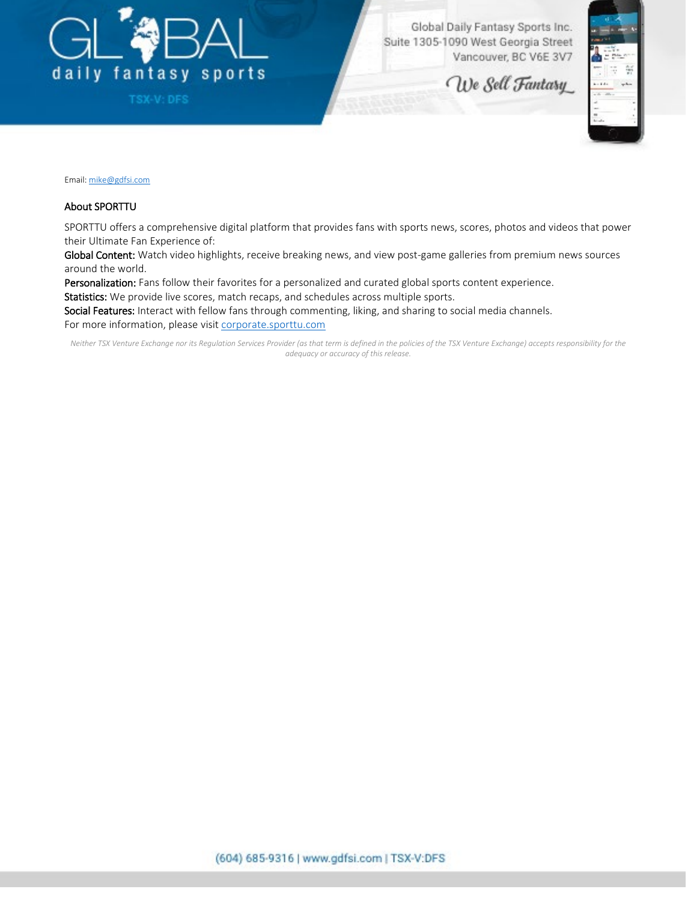Email: [mike@gdfsi.com](mailto:mike@gdfsi.com)

## About SPORTTU

SPORTTU offers a comprehensive digital platform that provides fans with sports news, scores, photos and videos that power their Ultimate Fan Experience of:

**Global Content:** Watch video highlights, receive breaking news, and view post-game galleries from premium news sources around the world.

**Personalization:** Fans follow their favorites for a personalized and curated global sports content experience.

**Statistics:** We provide live scores, match recaps, and schedules across multiple sports.

**Social Features:** Interact with fellow fans through commenting, liking, and sharing to social media channels.

For more information, please visit [corporate.sporttu.com](http://corporate.sporttu.com)

*Neither TSX Venture Exchange nor its Regulation Services Provider (as that term is defined in the policies of the TSX Venture Exchange) accepts responsibility for the adequacy or accuracy of this release.*